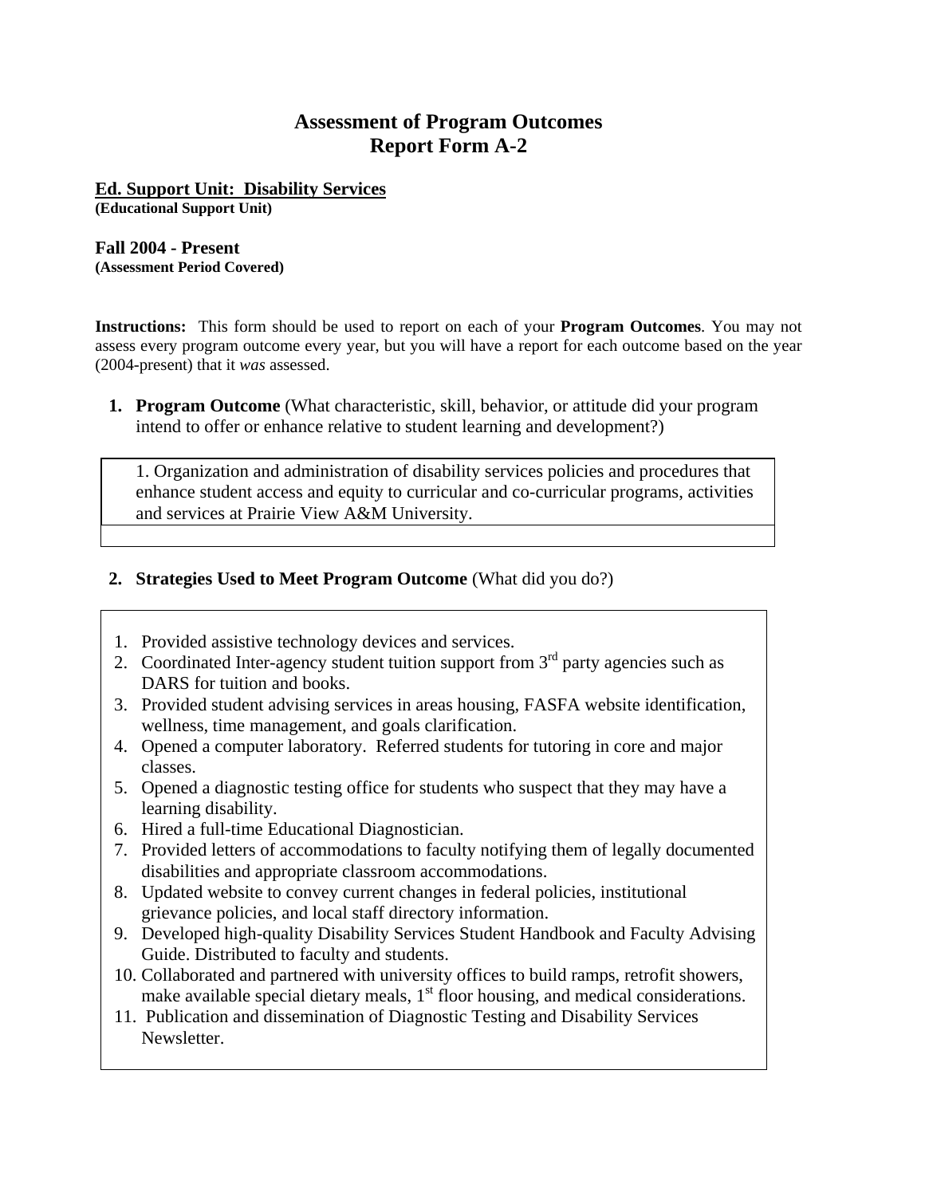# Assessment of Program Outcomes
# Report Form A-2

**Ed. Support Unit: Disability Services**
**(Educational Support Unit)**

**Fall 2004 - Present**
**(Assessment Period Covered)**

**Instructions:** This form should be used to report on each of your **Program Outcomes**. You may not assess every program outcome every year, but you will have a report for each outcome based on the year (2004-present) that it *was* assessed.

1. **Program Outcome** (What characteristic, skill, behavior, or attitude did your program intend to offer or enhance relative to student learning and development?)

1. Organization and administration of disability services policies and procedures that enhance student access and equity to curricular and co-curricular programs, activities and services at Prairie View A&M University.

2. **Strategies Used to Meet Program Outcome** (What did you do?)

1. Provided assistive technology devices and services.
2. Coordinated Inter-agency student tuition support from 3rd party agencies such as DARS for tuition and books.
3. Provided student advising services in areas housing, FASFA website identification, wellness, time management, and goals clarification.
4. Opened a computer laboratory. Referred students for tutoring in core and major classes.
5. Opened a diagnostic testing office for students who suspect that they may have a learning disability.
6. Hired a full-time Educational Diagnostician.
7. Provided letters of accommodations to faculty notifying them of legally documented disabilities and appropriate classroom accommodations.
8. Updated website to convey current changes in federal policies, institutional grievance policies, and local staff directory information.
9. Developed high-quality Disability Services Student Handbook and Faculty Advising Guide. Distributed to faculty and students.
10. Collaborated and partnered with university offices to build ramps, retrofit showers, make available special dietary meals, 1st floor housing, and medical considerations.
11. Publication and dissemination of Diagnostic Testing and Disability Services Newsletter.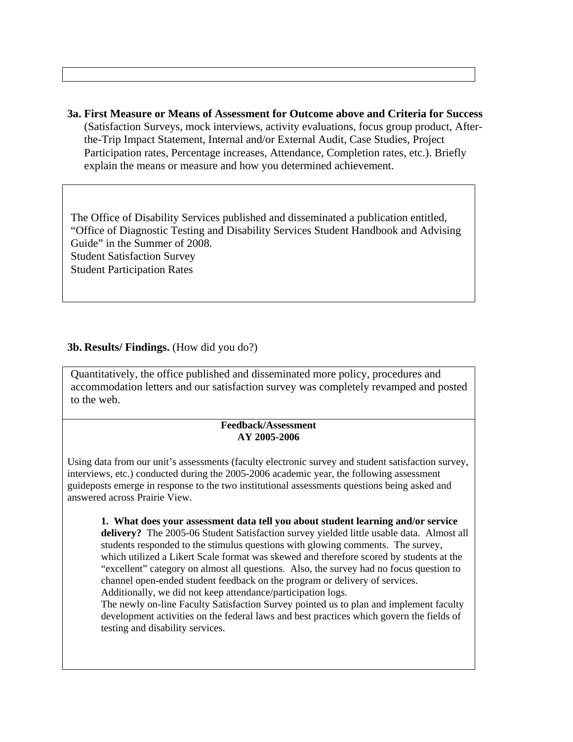**3a. First Measure or Means of Assessment for Outcome above and Criteria for Success** (Satisfaction Surveys, mock interviews, activity evaluations, focus group product, After-the-Trip Impact Statement, Internal and/or External Audit, Case Studies, Project Participation rates, Percentage increases, Attendance, Completion rates, etc.). Briefly explain the means or measure and how you determined achievement.

The Office of Disability Services published and disseminated a publication entitled, "Office of Diagnostic Testing and Disability Services Student Handbook and Advising Guide" in the Summer of 2008.
Student Satisfaction Survey
Student Participation Rates

**3b. Results/ Findings.** (How did you do?)

Quantitatively, the office published and disseminated more policy, procedures and accommodation letters and our satisfaction survey was completely revamped and posted to the web.

**Feedback/Assessment**
**AY 2005-2006**

Using data from our unit's assessments (faculty electronic survey and student satisfaction survey, interviews, etc.) conducted during the 2005-2006 academic year, the following assessment guideposts emerge in response to the two institutional assessments questions being asked and answered across Prairie View.

**1. What does your assessment data tell you about student learning and/or service delivery?** The 2005-06 Student Satisfaction survey yielded little usable data. Almost all students responded to the stimulus questions with glowing comments. The survey, which utilized a Likert Scale format was skewed and therefore scored by students at the "excellent" category on almost all questions. Also, the survey had no focus question to channel open-ended student feedback on the program or delivery of services. Additionally, we did not keep attendance/participation logs.
The newly on-line Faculty Satisfaction Survey pointed us to plan and implement faculty development activities on the federal laws and best practices which govern the fields of testing and disability services.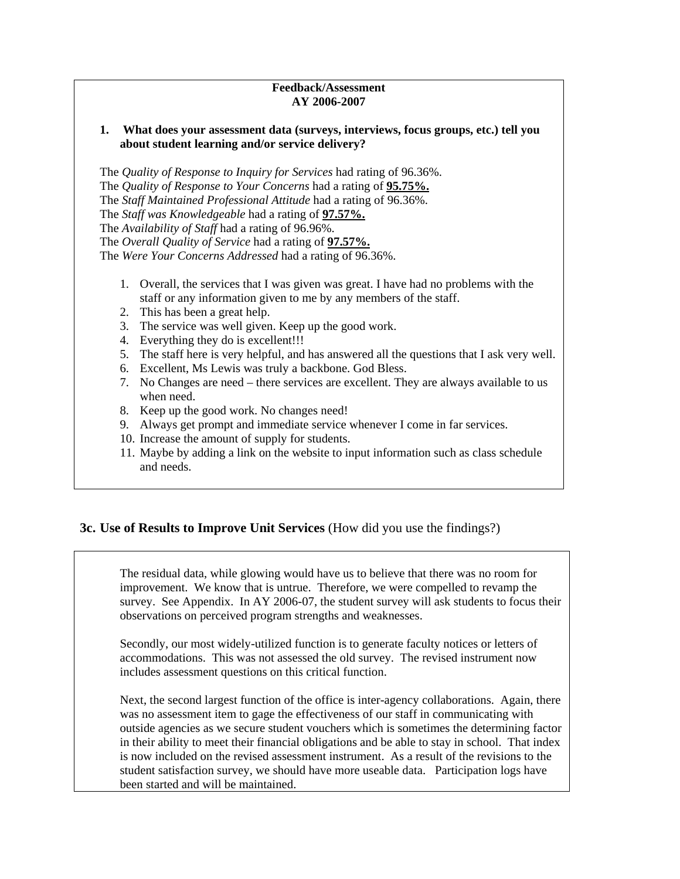**Feedback/Assessment**
**AY 2006-2007**

**1. What does your assessment data (surveys, interviews, focus groups, etc.) tell you about student learning and/or service delivery?**

The *Quality of Response to Inquiry for Services* had rating of 96.36%.
The *Quality of Response to Your Concerns* had a rating of **95.75%.**
The *Staff Maintained Professional Attitude* had a rating of 96.36%.
The *Staff was Knowledgeable* had a rating of **97.57%.**
The *Availability of Staff* had a rating of 96.96%.
The *Overall Quality of Service* had a rating of **97.57%.**
The *Were Your Concerns Addressed* had a rating of 96.36%.

1. Overall, the services that I was given was great. I have had no problems with the staff or any information given to me by any members of the staff.
2. This has been a great help.
3. The service was well given. Keep up the good work.
4. Everything they do is excellent!!!
5. The staff here is very helpful, and has answered all the questions that I ask very well.
6. Excellent, Ms Lewis was truly a backbone. God Bless.
7. No Changes are need – there services are excellent. They are always available to us when need.
8. Keep up the good work. No changes need!
9. Always get prompt and immediate service whenever I come in far services.
10. Increase the amount of supply for students.
11. Maybe by adding a link on the website to input information such as class schedule and needs.

## 3c. Use of Results to Improve Unit Services (How did you use the findings?)

The residual data, while glowing would have us to believe that there was no room for improvement. We know that is untrue. Therefore, we were compelled to revamp the survey. See Appendix. In AY 2006-07, the student survey will ask students to focus their observations on perceived program strengths and weaknesses.

Secondly, our most widely-utilized function is to generate faculty notices or letters of accommodations. This was not assessed the old survey. The revised instrument now includes assessment questions on this critical function.

Next, the second largest function of the office is inter-agency collaborations. Again, there was no assessment item to gage the effectiveness of our staff in communicating with outside agencies as we secure student vouchers which is sometimes the determining factor in their ability to meet their financial obligations and be able to stay in school. That index is now included on the revised assessment instrument. As a result of the revisions to the student satisfaction survey, we should have more useable data. Participation logs have been started and will be maintained.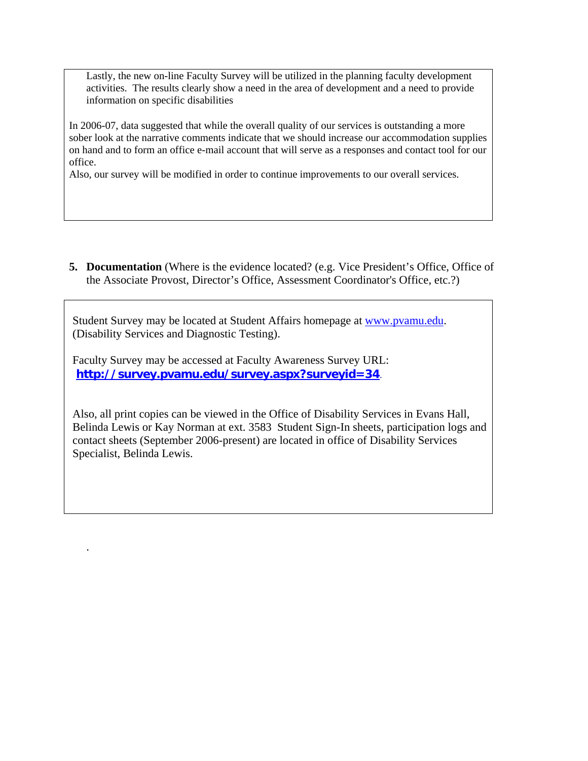Lastly, the new on-line Faculty Survey will be utilized in the planning faculty development activities. The results clearly show a need in the area of development and a need to provide information on specific disabilities

In 2006-07, data suggested that while the overall quality of our services is outstanding a more sober look at the narrative comments indicate that we should increase our accommodation supplies on hand and to form an office e-mail account that will serve as a responses and contact tool for our office.

Also, our survey will be modified in order to continue improvements to our overall services.

5. **Documentation** (Where is the evidence located? (e.g. Vice President's Office, Office of the Associate Provost, Director's Office, Assessment Coordinator's Office, etc.?)

Student Survey may be located at Student Affairs homepage at [www.pvamu.edu](http://www.pvamu.edu). (Disability Services and Diagnostic Testing).

Faculty Survey may be accessed at Faculty Awareness Survey URL: **[http://survey.pvamu.edu/survey.aspx?surveyid=34](http://survey.pvamu.edu/survey.aspx?surveyid=34)**.

Also, all print copies can be viewed in the Office of Disability Services in Evans Hall, Belinda Lewis or Kay Norman at ext. 3583 Student Sign-In sheets, participation logs and contact sheets (September 2006-present) are located in office of Disability Services Specialist, Belinda Lewis.

.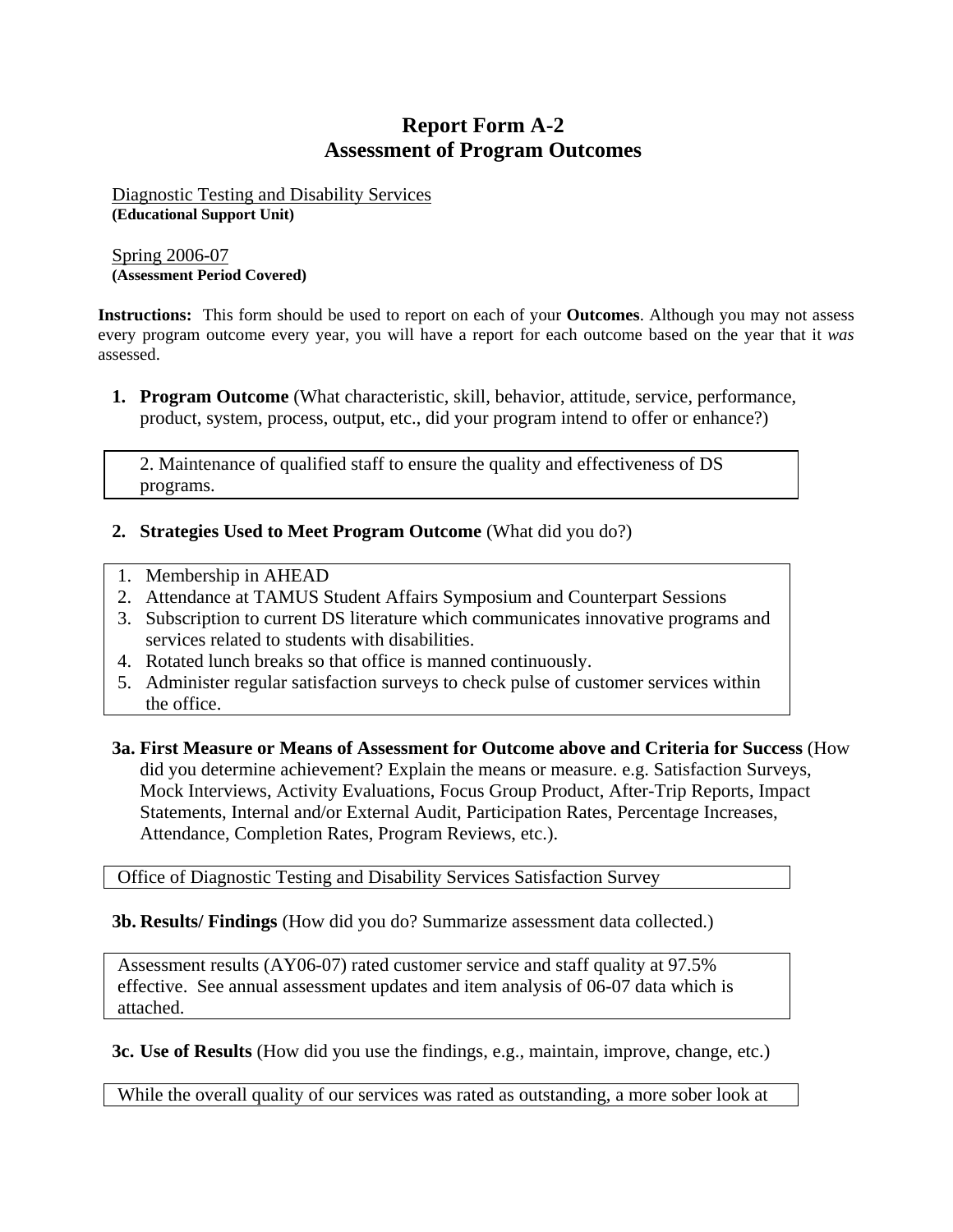# Report Form A-2
# Assessment of Program Outcomes

Diagnostic Testing and Disability Services
**(Educational Support Unit)**

Spring 2006-07
**(Assessment Period Covered)**

**Instructions:** This form should be used to report on each of your **Outcomes**. Although you may not assess every program outcome every year, you will have a report for each outcome based on the year that it *was* assessed.

1. **Program Outcome** (What characteristic, skill, behavior, attitude, service, performance, product, system, process, output, etc., did your program intend to offer or enhance?)

> 2. Maintenance of qualified staff to ensure the quality and effectiveness of DS programs.

2. **Strategies Used to Meet Program Outcome** (What did you do?)

> 1. Membership in AHEAD
> 2. Attendance at TAMUS Student Affairs Symposium and Counterpart Sessions
> 3. Subscription to current DS literature which communicates innovative programs and services related to students with disabilities.
> 4. Rotated lunch breaks so that office is manned continuously.
> 5. Administer regular satisfaction surveys to check pulse of customer services within the office.

**3a. First Measure or Means of Assessment for Outcome above and Criteria for Success** (How did you determine achievement? Explain the means or measure. e.g. Satisfaction Surveys, Mock Interviews, Activity Evaluations, Focus Group Product, After-Trip Reports, Impact Statements, Internal and/or External Audit, Participation Rates, Percentage Increases, Attendance, Completion Rates, Program Reviews, etc.).

> Office of Diagnostic Testing and Disability Services Satisfaction Survey

**3b. Results/ Findings** (How did you do? Summarize assessment data collected.)

> Assessment results (AY06-07) rated customer service and staff quality at 97.5% effective. See annual assessment updates and item analysis of 06-07 data which is attached.

**3c. Use of Results** (How did you use the findings, e.g., maintain, improve, change, etc.)

> While the overall quality of our services was rated as outstanding, a more sober look at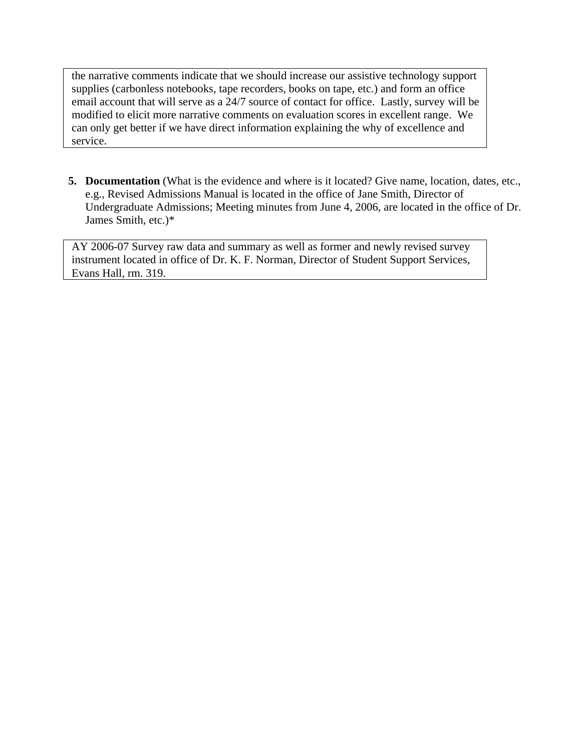the narrative comments indicate that we should increase our assistive technology support supplies (carbonless notebooks, tape recorders, books on tape, etc.) and form an office email account that will serve as a 24/7 source of contact for office. Lastly, survey will be modified to elicit more narrative comments on evaluation scores in excellent range. We can only get better if we have direct information explaining the why of excellence and service.

5. **Documentation** (What is the evidence and where is it located? Give name, location, dates, etc., e.g., Revised Admissions Manual is located in the office of Jane Smith, Director of Undergraduate Admissions; Meeting minutes from June 4, 2006, are located in the office of Dr. James Smith, etc.)*

AY 2006-07 Survey raw data and summary as well as former and newly revised survey instrument located in office of Dr. K. F. Norman, Director of Student Support Services, Evans Hall, rm. 319.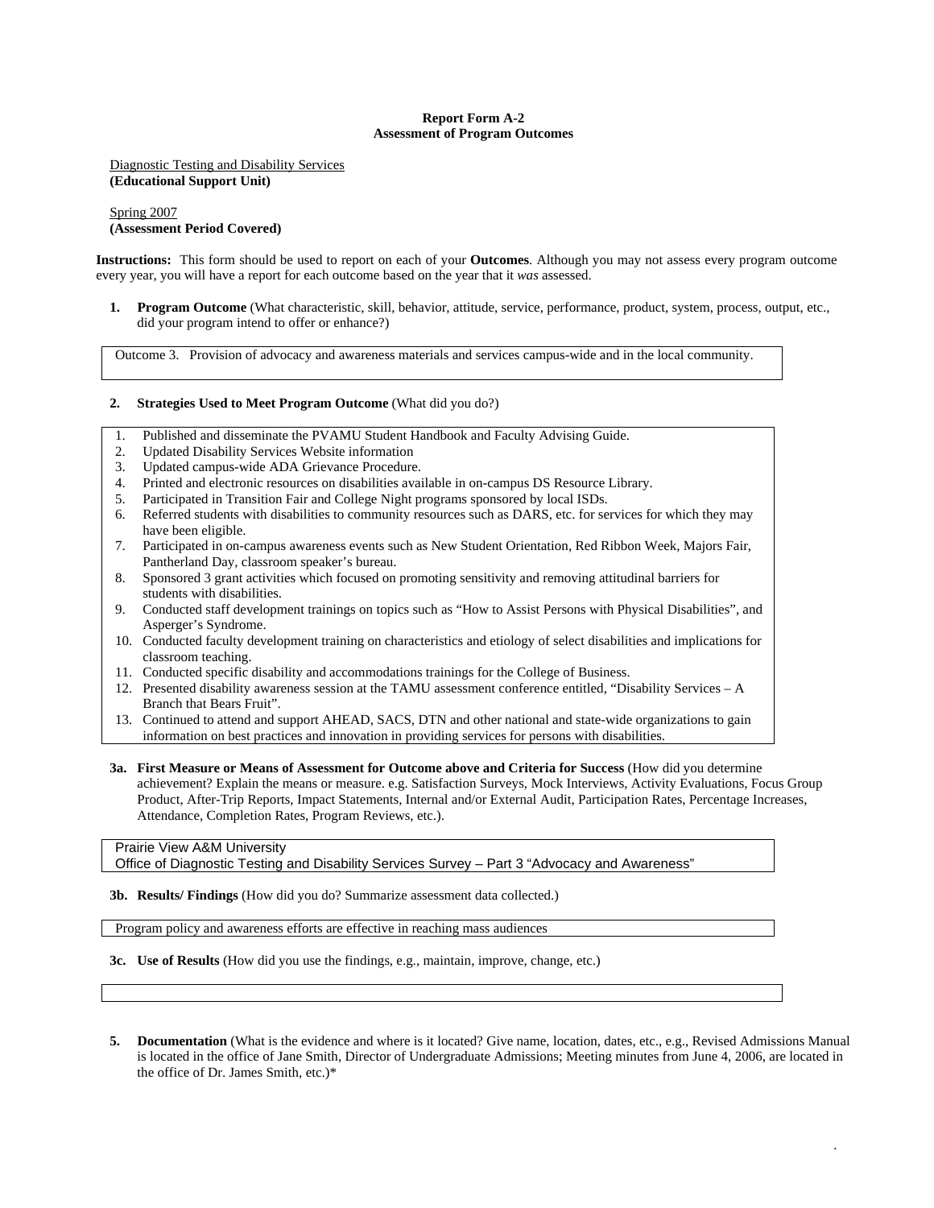**Report Form A-2**
**Assessment of Program Outcomes**

Diagnostic Testing and Disability Services
**(Educational Support Unit)**

Spring 2007
**(Assessment Period Covered)**

**Instructions:** This form should be used to report on each of your **Outcomes**. Although you may not assess every program outcome every year, you will have a report for each outcome based on the year that it *was* assessed.

**1. Program Outcome** (What characteristic, skill, behavior, attitude, service, performance, product, system, process, output, etc., did your program intend to offer or enhance?)

Outcome 3. Provision of advocacy and awareness materials and services campus-wide and in the local community.

**2. Strategies Used to Meet Program Outcome** (What did you do?)

1. Published and disseminate the PVAMU Student Handbook and Faculty Advising Guide.
2. Updated Disability Services Website information
3. Updated campus-wide ADA Grievance Procedure.
4. Printed and electronic resources on disabilities available in on-campus DS Resource Library.
5. Participated in Transition Fair and College Night programs sponsored by local ISDs.
6. Referred students with disabilities to community resources such as DARS, etc. for services for which they may have been eligible.
7. Participated in on-campus awareness events such as New Student Orientation, Red Ribbon Week, Majors Fair, Pantherland Day, classroom speaker's bureau.
8. Sponsored 3 grant activities which focused on promoting sensitivity and removing attitudinal barriers for students with disabilities.
9. Conducted staff development trainings on topics such as "How to Assist Persons with Physical Disabilities", and Asperger's Syndrome.
10. Conducted faculty development training on characteristics and etiology of select disabilities and implications for classroom teaching.
11. Conducted specific disability and accommodations trainings for the College of Business.
12. Presented disability awareness session at the TAMU assessment conference entitled, "Disability Services – A Branch that Bears Fruit".
13. Continued to attend and support AHEAD, SACS, DTN and other national and state-wide organizations to gain information on best practices and innovation in providing services for persons with disabilities.

**3a. First Measure or Means of Assessment for Outcome above and Criteria for Success** (How did you determine achievement? Explain the means or measure. e.g. Satisfaction Surveys, Mock Interviews, Activity Evaluations, Focus Group Product, After-Trip Reports, Impact Statements, Internal and/or External Audit, Participation Rates, Percentage Increases, Attendance, Completion Rates, Program Reviews, etc.).

Prairie View A&M University
Office of Diagnostic Testing and Disability Services Survey – Part 3 "Advocacy and Awareness"

**3b. Results/ Findings** (How did you do? Summarize assessment data collected.)

Program policy and awareness efforts are effective in reaching mass audiences

**3c. Use of Results** (How did you use the findings, e.g., maintain, improve, change, etc.)

**5. Documentation** (What is the evidence and where is it located? Give name, location, dates, etc., e.g., Revised Admissions Manual is located in the office of Jane Smith, Director of Undergraduate Admissions; Meeting minutes from June 4, 2006, are located in the office of Dr. James Smith, etc.)*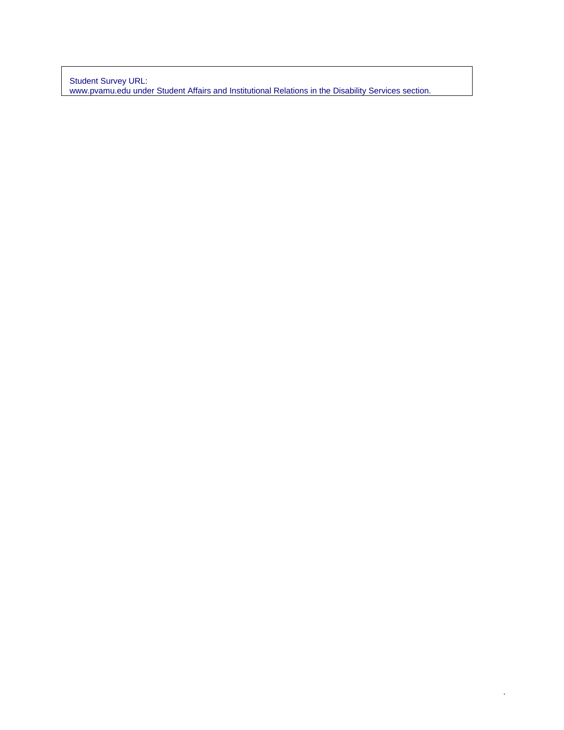Student Survey URL:
www.pvamu.edu under Student Affairs and Institutional Relations in the Disability Services section.